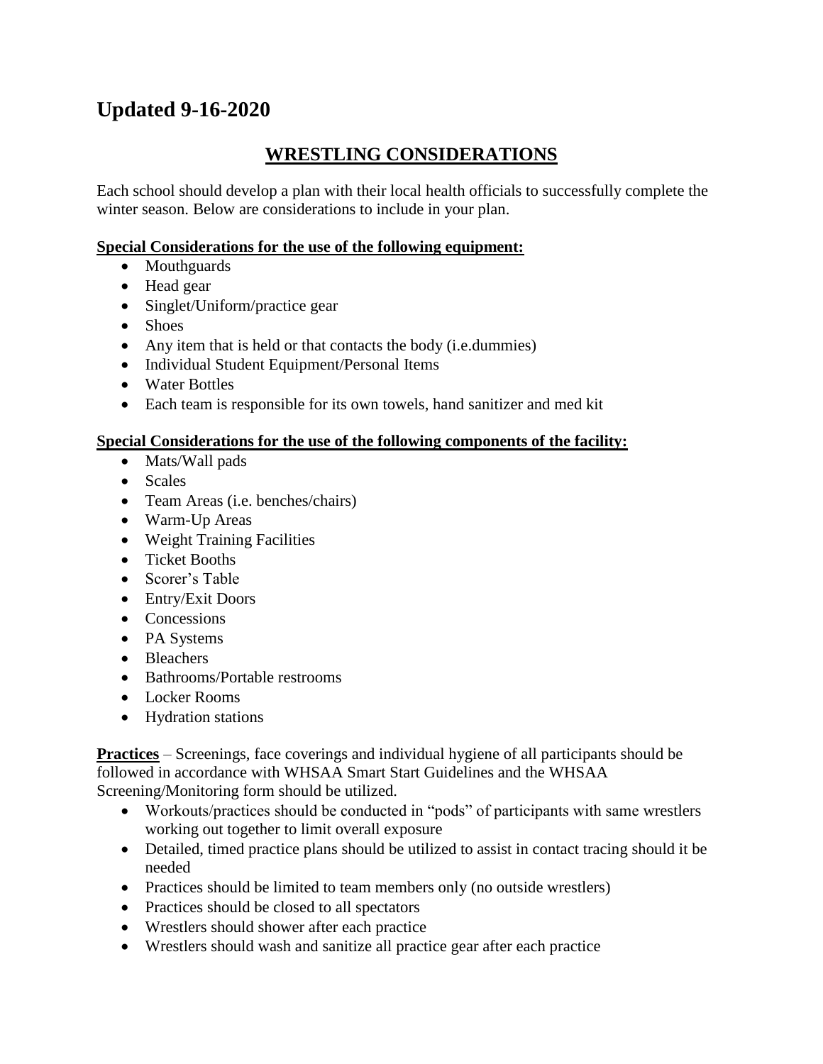## Updated 9-16-2020

# WRESTLING CONSIDERATIONS

Each school should develop a plan with their local health officials to successfully complete the winter season. Below are considerations to include in your plan.

**Special Considerations for the use of the following equipment:**

- Mouthguards
- Head gear
- Singlet/Uniform/practice gear
- Shoes
- Any item that is held or that contacts the body (i.e.dummies)
- Individual Student Equipment/Personal Items
- Water Bottles
- Each team is responsible for its own towels, hand sanitizer and med kit

**Special Considerations for the use of the following components of the facility:**

- Mats/Wall pads
- Scales
- Team Areas (i.e. benches/chairs)
- Warm-Up Areas
- Weight Training Facilities
- Ticket Booths
- Scorer's Table
- Entry/Exit Doors
- Concessions
- PA Systems
- Bleachers
- Bathrooms/Portable restrooms
- Locker Rooms
- Hydration stations

**Practices** – Screenings, face coverings and individual hygiene of all participants should be followed in accordance with WHSAA Smart Start Guidelines and the WHSAA Screening/Monitoring form should be utilized.

- Workouts/practices should be conducted in "pods" of participants with same wrestlers working out together to limit overall exposure
- Detailed, timed practice plans should be utilized to assist in contact tracing should it be needed
- Practices should be limited to team members only (no outside wrestlers)
- Practices should be closed to all spectators
- Wrestlers should shower after each practice
- Wrestlers should wash and sanitize all practice gear after each practice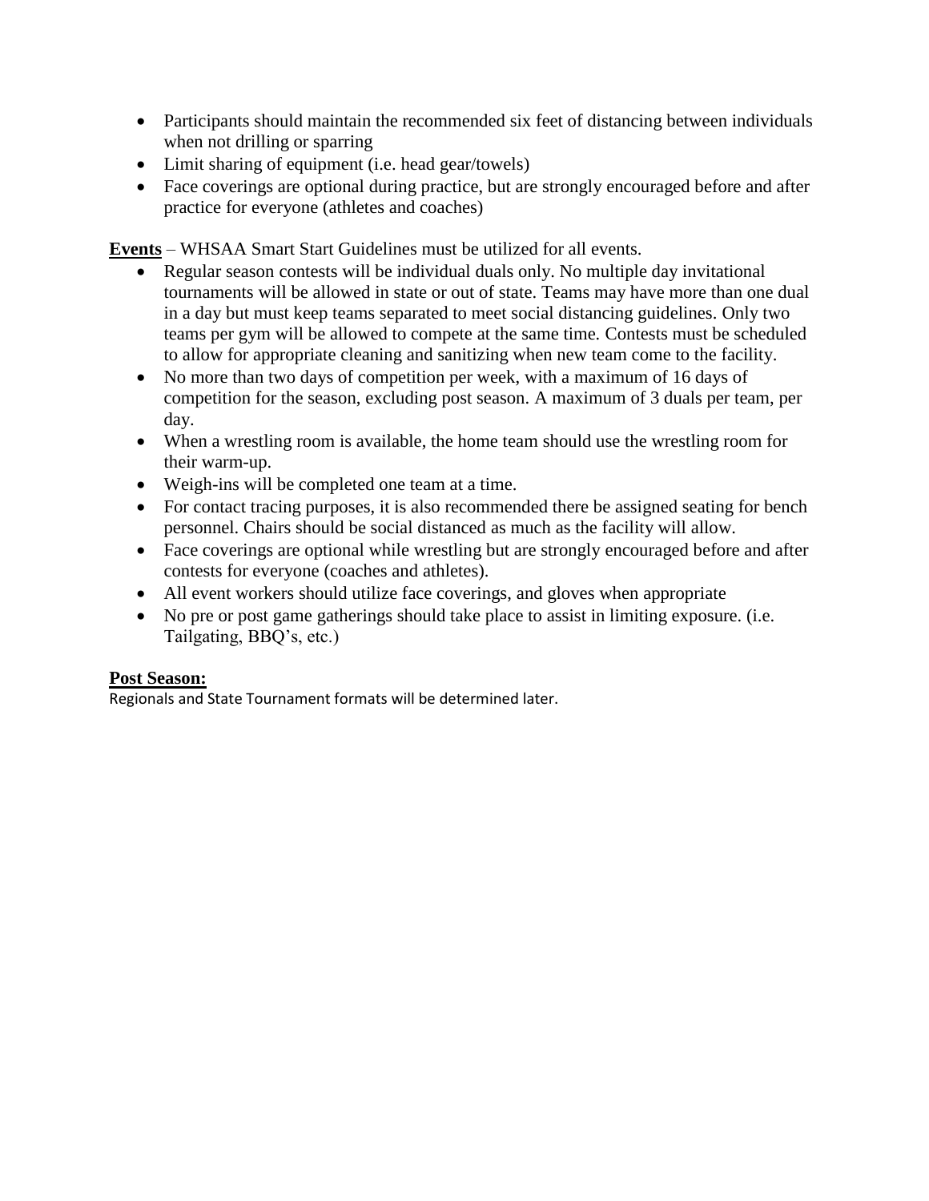- Participants should maintain the recommended six feet of distancing between individuals when not drilling or sparring
- Limit sharing of equipment (i.e. head gear/towels)
- Face coverings are optional during practice, but are strongly encouraged before and after practice for everyone (athletes and coaches)

**Events** – WHSAA Smart Start Guidelines must be utilized for all events.

- Regular season contests will be individual duals only. No multiple day invitational tournaments will be allowed in state or out of state. Teams may have more than one dual in a day but must keep teams separated to meet social distancing guidelines. Only two teams per gym will be allowed to compete at the same time. Contests must be scheduled to allow for appropriate cleaning and sanitizing when new team come to the facility.
- No more than two days of competition per week, with a maximum of 16 days of competition for the season, excluding post season. A maximum of 3 duals per team, per day.
- When a wrestling room is available, the home team should use the wrestling room for their warm-up.
- Weigh-ins will be completed one team at a time.
- For contact tracing purposes, it is also recommended there be assigned seating for bench personnel. Chairs should be social distanced as much as the facility will allow.
- Face coverings are optional while wrestling but are strongly encouraged before and after contests for everyone (coaches and athletes).
- All event workers should utilize face coverings, and gloves when appropriate
- No pre or post game gatherings should take place to assist in limiting exposure. (i.e. Tailgating, BBQ's, etc.)

**Post Season:**

Regionals and State Tournament formats will be determined later.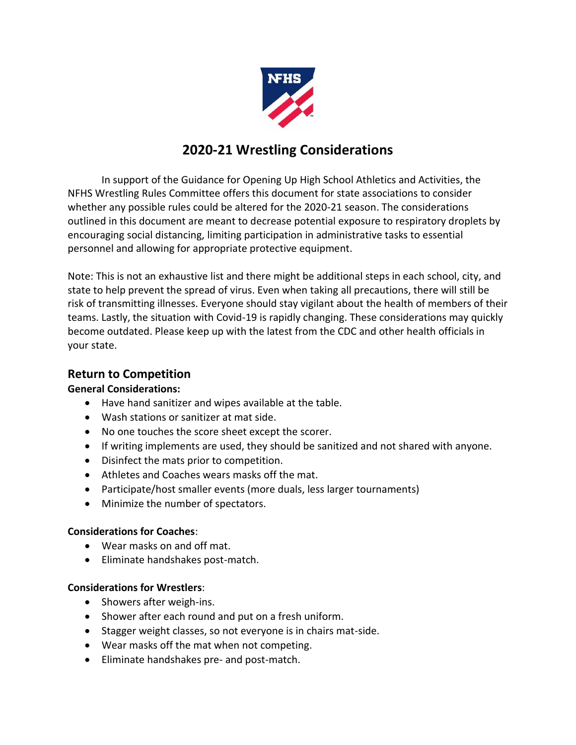# 2020-21 Wrestling Considerations

In support of the Guidance for Opening Up High School Athletics and Activities, the NFHS Wrestling Rules Committee offers this document for state associations to consider whether any possible rules could be altered for the 2020-21 season. The considerations outlined in this document are meant to decrease potential exposure to respiratory droplets by encouraging social distancing, limiting participation in administrative tasks to essential personnel and allowing for appropriate protective equipment.

Note: This is not an exhaustive list and there might be additional steps in each school, city, and state to help prevent the spread of virus. Even when taking all precautions, there will still be risk of transmitting illnesses. Everyone should stay vigilant about the health of members of their teams. Lastly, the situation with Covid-19 is rapidly changing. These considerations may quickly become outdated. Please keep up with the latest from the CDC and other health officials in your state.

## Return to Competition

**General Considerations:**

- Have hand sanitizer and wipes available at the table.
- Wash stations or sanitizer at mat side.
- No one touches the score sheet except the scorer.
- If writing implements are used, they should be sanitized and not shared with anyone.
- Disinfect the mats prior to competition.
- Athletes and Coaches wears masks off the mat.
- Participate/host smaller events (more duals, less larger tournaments)
- Minimize the number of spectators.

**Considerations for Coaches**:

- Wear masks on and off mat.
- Eliminate handshakes post-match.

**Considerations for Wrestlers**:

- Showers after weigh-ins.
- Shower after each round and put on a fresh uniform.
- Stagger weight classes, so not everyone is in chairs mat-side.
- Wear masks off the mat when not competing.
- Eliminate handshakes pre- and post-match.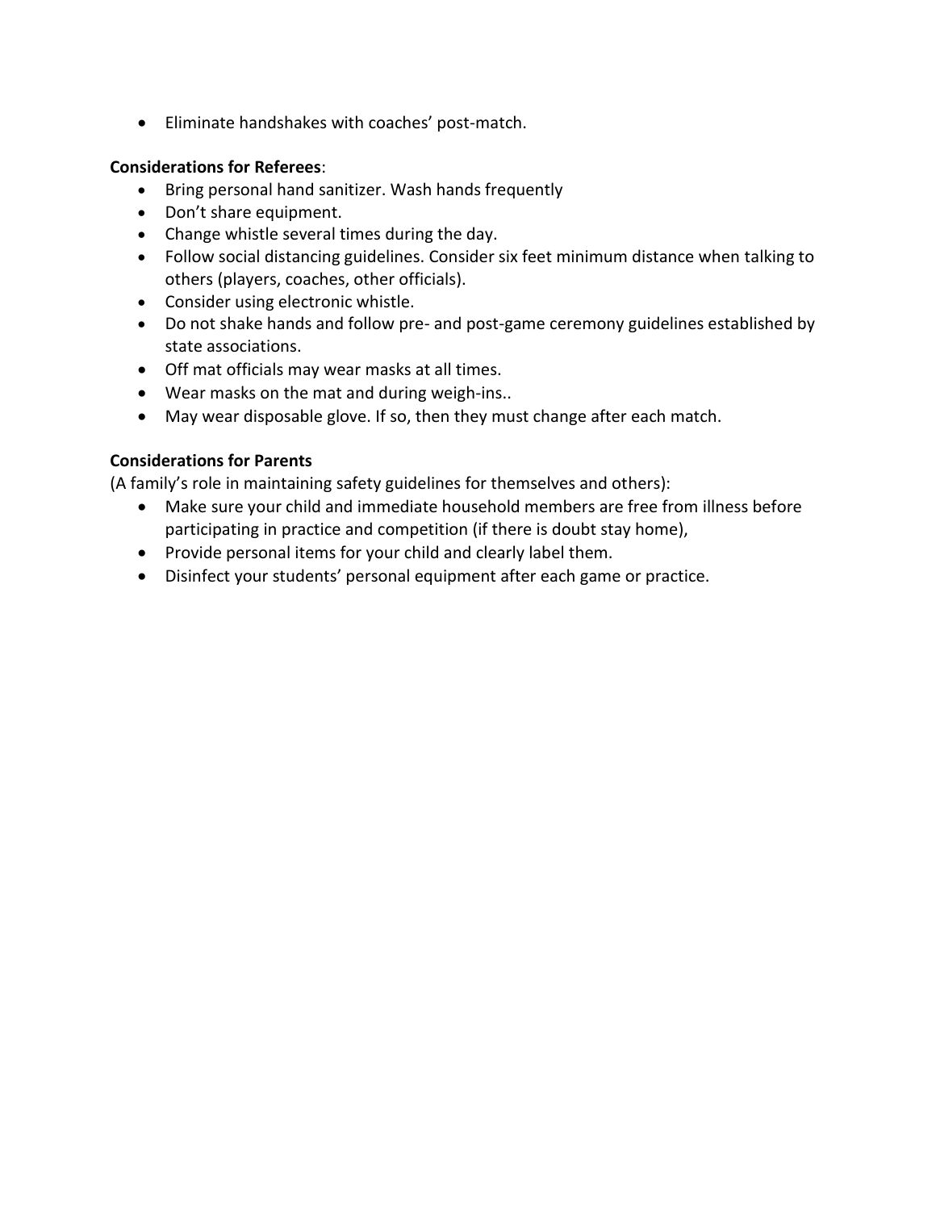- Eliminate handshakes with coaches' post-match.

**Considerations for Referees**:

- Bring personal hand sanitizer. Wash hands frequently
- Don't share equipment.
- Change whistle several times during the day.
- Follow social distancing guidelines. Consider six feet minimum distance when talking to others (players, coaches, other officials).
- Consider using electronic whistle.
- Do not shake hands and follow pre- and post-game ceremony guidelines established by state associations.
- Off mat officials may wear masks at all times.
- Wear masks on the mat and during weigh-ins..
- May wear disposable glove. If so, then they must change after each match.

**Considerations for Parents**

(A family's role in maintaining safety guidelines for themselves and others):

- Make sure your child and immediate household members are free from illness before participating in practice and competition (if there is doubt stay home),
- Provide personal items for your child and clearly label them.
- Disinfect your students' personal equipment after each game or practice.